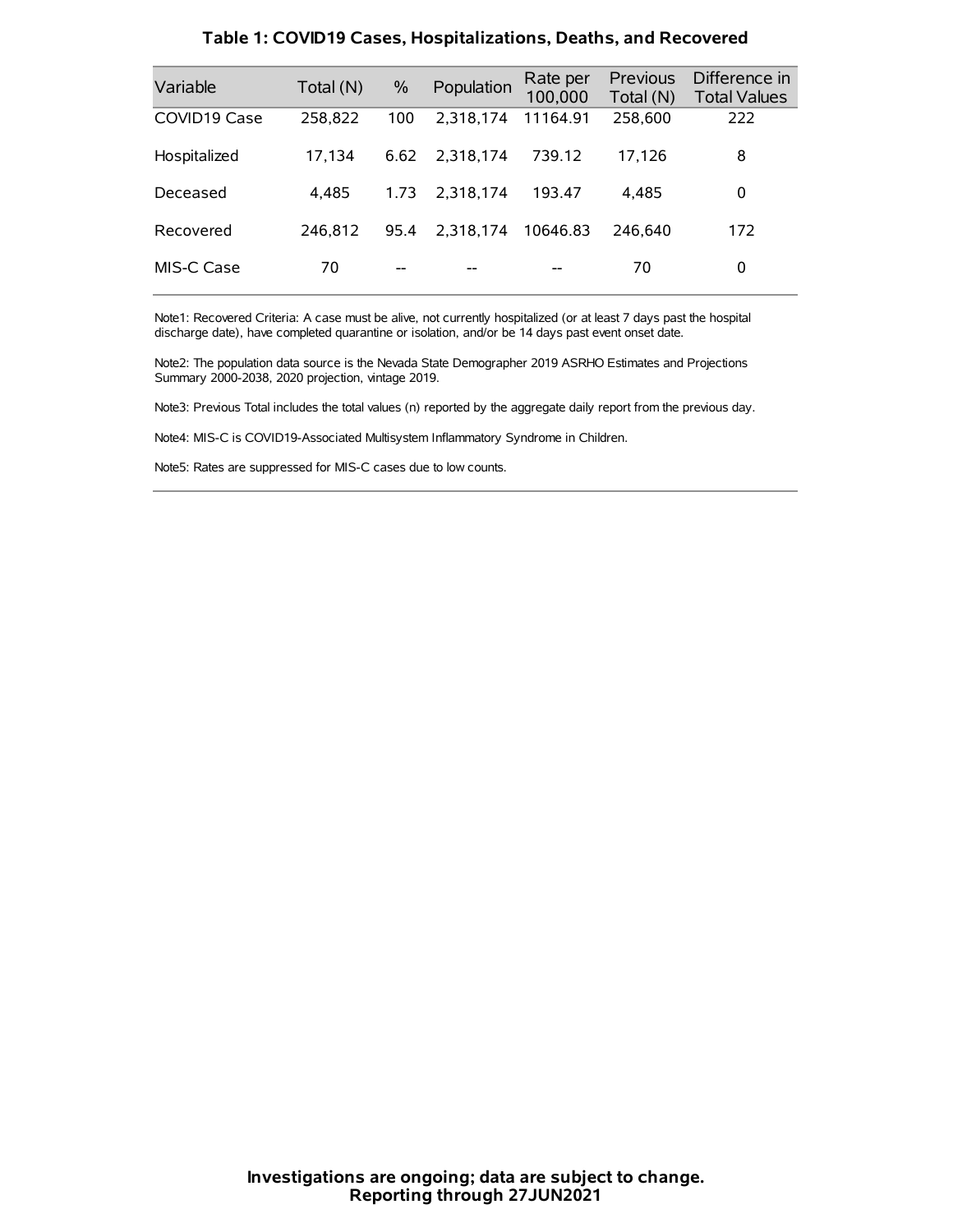### Table 1: COVID19 Cases, Hospitalizations, Deaths, and Recovered

| Variable | Total (N) | % | Population | Rate per 100,000 | Previous Total (N) | Difference in Total Values |
|---|---|---|---|---|---|---|
| COVID19 Case | 258,822 | 100 | 2,318,174 | 11164.91 | 258,600 | 222 |
| Hospitalized | 17,134 | 6.62 | 2,318,174 | 739.12 | 17,126 | 8 |
| Deceased | 4,485 | 1.73 | 2,318,174 | 193.47 | 4,485 | 0 |
| Recovered | 246,812 | 95.4 | 2,318,174 | 10646.83 | 246,640 | 172 |
| MIS-C Case | 70 | -- | -- | -- | 70 | 0 |

Note1: Recovered Criteria: A case must be alive, not currently hospitalized (or at least 7 days past the hospital discharge date), have completed quarantine or isolation, and/or be 14 days past event onset date.

Note2: The population data source is the Nevada State Demographer 2019 ASRHO Estimates and Projections Summary 2000-2038, 2020 projection, vintage 2019.

Note3: Previous Total includes the total values (n) reported by the aggregate daily report from the previous day.

Note4: MIS-C is COVID19-Associated Multisystem Inflammatory Syndrome in Children.

Note5: Rates are suppressed for MIS-C cases due to low counts.

**Investigations are ongoing; data are subject to change.**
**Reporting through 27JUN2021**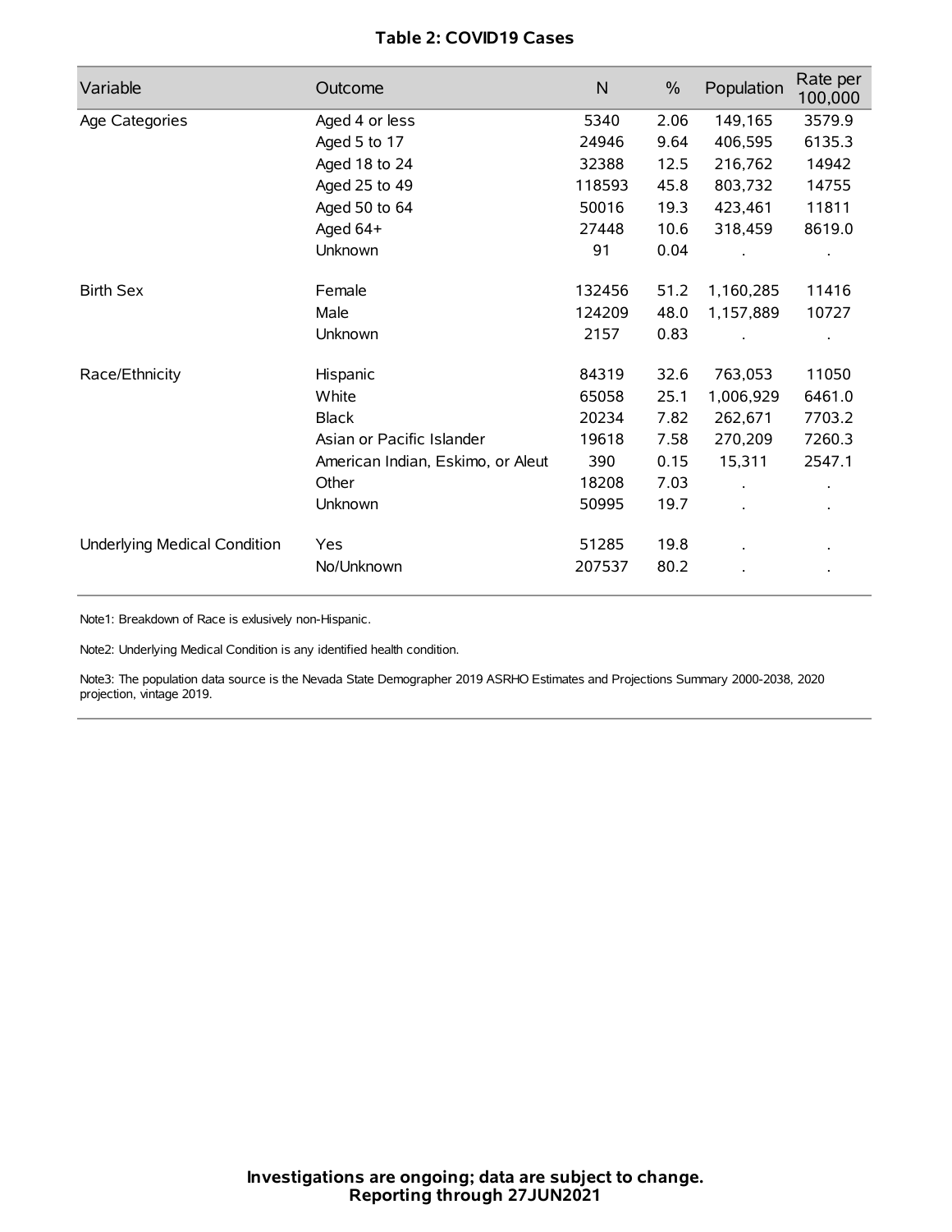**Table 2: COVID19 Cases**

| Variable | Outcome | N | % | Population | Rate per 100,000 |
|---|---|---|---|---|---|
| Age Categories | Aged 4 or less | 5340 | 2.06 | 149,165 | 3579.9 |
| | Aged 5 to 17 | 24946 | 9.64 | 406,595 | 6135.3 |
| | Aged 18 to 24 | 32388 | 12.5 | 216,762 | 14942 |
| | Aged 25 to 49 | 118593 | 45.8 | 803,732 | 14755 |
| | Aged 50 to 64 | 50016 | 19.3 | 423,461 | 11811 |
| | Aged 64+ | 27448 | 10.6 | 318,459 | 8619.0 |
| | Unknown | 91 | 0.04 | . | . |
| Birth Sex | Female | 132456 | 51.2 | 1,160,285 | 11416 |
| | Male | 124209 | 48.0 | 1,157,889 | 10727 |
| | Unknown | 2157 | 0.83 | . | . |
| Race/Ethnicity | Hispanic | 84319 | 32.6 | 763,053 | 11050 |
| | White | 65058 | 25.1 | 1,006,929 | 6461.0 |
| | Black | 20234 | 7.82 | 262,671 | 7703.2 |
| | Asian or Pacific Islander | 19618 | 7.58 | 270,209 | 7260.3 |
| | American Indian, Eskimo, or Aleut | 390 | 0.15 | 15,311 | 2547.1 |
| | Other | 18208 | 7.03 | . | . |
| | Unknown | 50995 | 19.7 | . | . |
| Underlying Medical Condition | Yes | 51285 | 19.8 | . | . |
| | No/Unknown | 207537 | 80.2 | . | . |

Note1: Breakdown of Race is exlusively non-Hispanic.

Note2: Underlying Medical Condition is any identified health condition.

Note3: The population data source is the Nevada State Demographer 2019 ASRHO Estimates and Projections Summary 2000-2038, 2020 projection, vintage 2019.

**Investigations are ongoing; data are subject to change.**
**Reporting through 27JUN2021**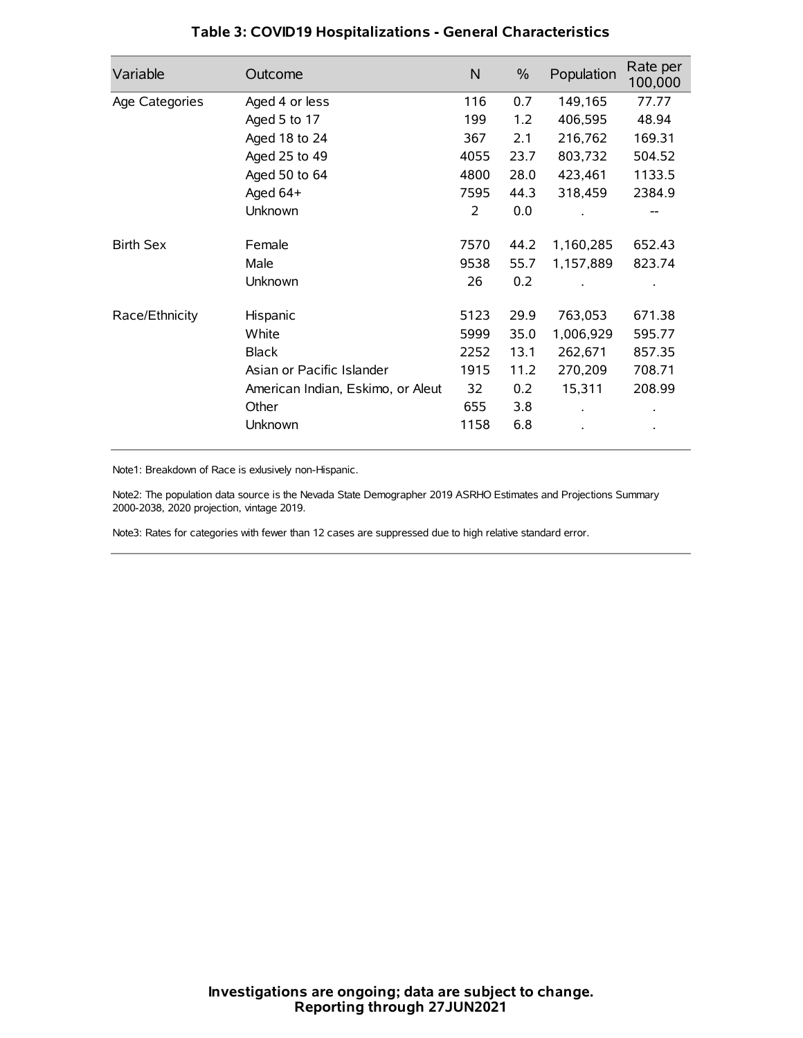# Table 3: COVID19 Hospitalizations - General Characteristics

| Variable | Outcome | N | % | Population | Rate per 100,000 |
|---|---|---|---|---|---|
| Age Categories | Aged 4 or less | 116 | 0.7 | 149,165 | 77.77 |
| | Aged 5 to 17 | 199 | 1.2 | 406,595 | 48.94 |
| | Aged 18 to 24 | 367 | 2.1 | 216,762 | 169.31 |
| | Aged 25 to 49 | 4055 | 23.7 | 803,732 | 504.52 |
| | Aged 50 to 64 | 4800 | 28.0 | 423,461 | 1133.5 |
| | Aged 64+ | 7595 | 44.3 | 318,459 | 2384.9 |
| | Unknown | 2 | 0.0 | . | -- |
| Birth Sex | Female | 7570 | 44.2 | 1,160,285 | 652.43 |
| | Male | 9538 | 55.7 | 1,157,889 | 823.74 |
| | Unknown | 26 | 0.2 | . | . |
| Race/Ethnicity | Hispanic | 5123 | 29.9 | 763,053 | 671.38 |
| | White | 5999 | 35.0 | 1,006,929 | 595.77 |
| | Black | 2252 | 13.1 | 262,671 | 857.35 |
| | Asian or Pacific Islander | 1915 | 11.2 | 270,209 | 708.71 |
| | American Indian, Eskimo, or Aleut | 32 | 0.2 | 15,311 | 208.99 |
| | Other | 655 | 3.8 | . | . |
| | Unknown | 1158 | 6.8 | . | . |

Note1: Breakdown of Race is exlusively non-Hispanic.

Note2: The population data source is the Nevada State Demographer 2019 ASRHO Estimates and Projections Summary 2000-2038, 2020 projection, vintage 2019.

Note3: Rates for categories with fewer than 12 cases are suppressed due to high relative standard error.

**Investigations are ongoing; data are subject to change.**
**Reporting through 27JUN2021**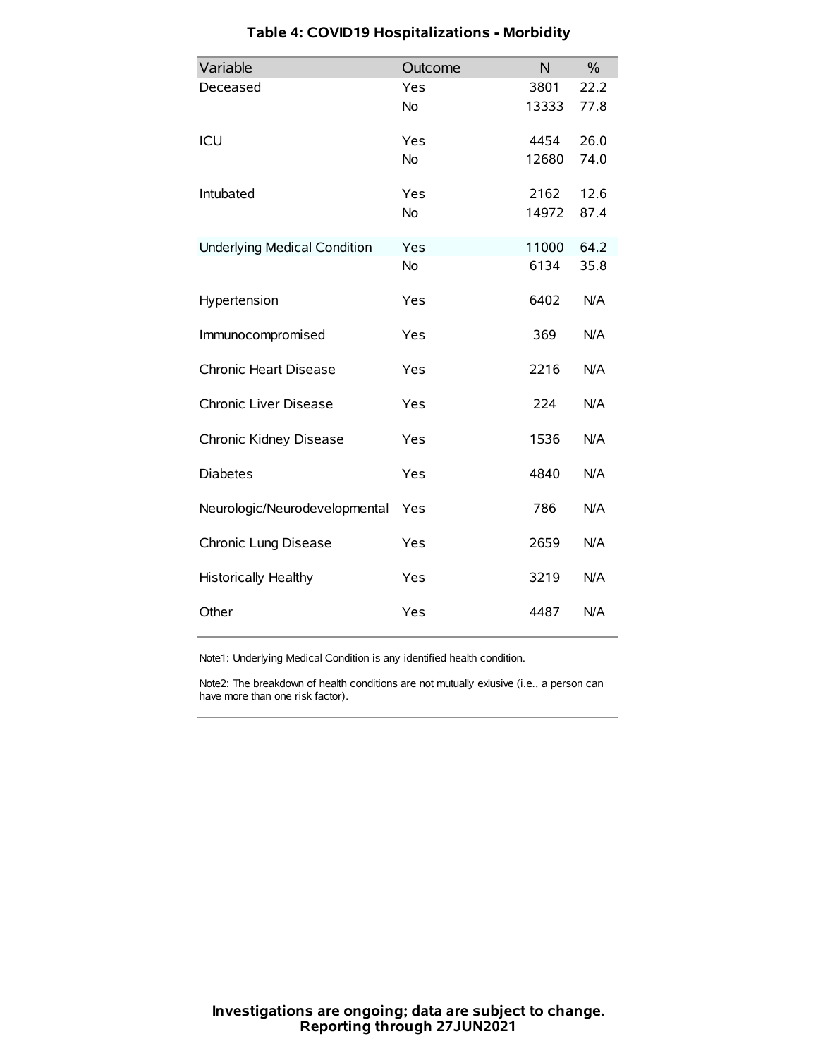### Table 4: COVID19 Hospitalizations - Morbidity

| Variable | Outcome | N | % |
|---|---|---|---|
| Deceased | Yes | 3801 | 22.2 |
| | No | 13333 | 77.8 |
| ICU | Yes | 4454 | 26.0 |
| | No | 12680 | 74.0 |
| Intubated | Yes | 2162 | 12.6 |
| | No | 14972 | 87.4 |
| Underlying Medical Condition | Yes | 11000 | 64.2 |
| | No | 6134 | 35.8 |
| Hypertension | Yes | 6402 | N/A |
| Immunocompromised | Yes | 369 | N/A |
| Chronic Heart Disease | Yes | 2216 | N/A |
| Chronic Liver Disease | Yes | 224 | N/A |
| Chronic Kidney Disease | Yes | 1536 | N/A |
| Diabetes | Yes | 4840 | N/A |
| Neurologic/Neurodevelopmental | Yes | 786 | N/A |
| Chronic Lung Disease | Yes | 2659 | N/A |
| Historically Healthy | Yes | 3219 | N/A |
| Other | Yes | 4487 | N/A |

Note1: Underlying Medical Condition is any identified health condition.

Note2: The breakdown of health conditions are not mutually exlusive (i.e., a person can have more than one risk factor).

**Investigations are ongoing; data are subject to change.**
**Reporting through 27JUN2021**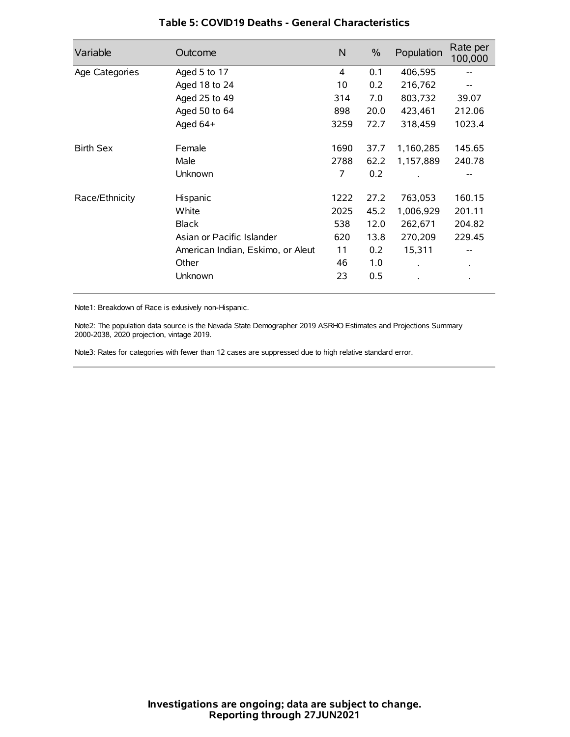### Table 5: COVID19 Deaths - General Characteristics

| Variable | Outcome | N | % | Population | Rate per 100,000 |
|---|---|---|---|---|---|
| Age Categories | Aged 5 to 17 | 4 | 0.1 | 406,595 | -- |
| | Aged 18 to 24 | 10 | 0.2 | 216,762 | -- |
| | Aged 25 to 49 | 314 | 7.0 | 803,732 | 39.07 |
| | Aged 50 to 64 | 898 | 20.0 | 423,461 | 212.06 |
| | Aged 64+ | 3259 | 72.7 | 318,459 | 1023.4 |
| Birth Sex | Female | 1690 | 37.7 | 1,160,285 | 145.65 |
| | Male | 2788 | 62.2 | 1,157,889 | 240.78 |
| | Unknown | 7 | 0.2 | . | -- |
| Race/Ethnicity | Hispanic | 1222 | 27.2 | 763,053 | 160.15 |
| | White | 2025 | 45.2 | 1,006,929 | 201.11 |
| | Black | 538 | 12.0 | 262,671 | 204.82 |
| | Asian or Pacific Islander | 620 | 13.8 | 270,209 | 229.45 |
| | American Indian, Eskimo, or Aleut | 11 | 0.2 | 15,311 | -- |
| | Other | 46 | 1.0 | . | . |
| | Unknown | 23 | 0.5 | . | . |

Note1: Breakdown of Race is exlusively non-Hispanic.

Note2: The population data source is the Nevada State Demographer 2019 ASRHO Estimates and Projections Summary 2000-2038, 2020 projection, vintage 2019.

Note3: Rates for categories with fewer than 12 cases are suppressed due to high relative standard error.

**Investigations are ongoing; data are subject to change.**
**Reporting through 27JUN2021**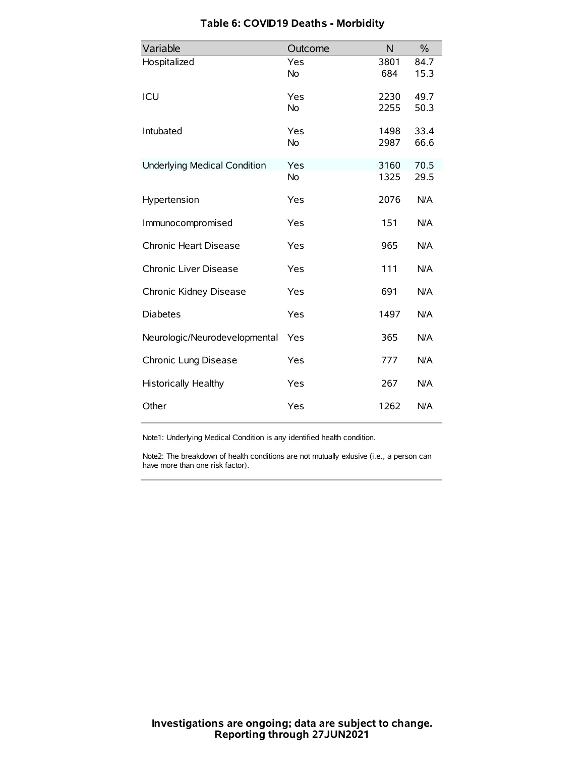# Table 6: COVID19 Deaths - Morbidity

| Variable | Outcome | N | % |
|---|---|---|---|
| Hospitalized | Yes | 3801 | 84.7 |
| | No | 684 | 15.3 |
| ICU | Yes | 2230 | 49.7 |
| | No | 2255 | 50.3 |
| Intubated | Yes | 1498 | 33.4 |
| | No | 2987 | 66.6 |
| Underlying Medical Condition | Yes | 3160 | 70.5 |
| | No | 1325 | 29.5 |
| Hypertension | Yes | 2076 | N/A |
| Immunocompromised | Yes | 151 | N/A |
| Chronic Heart Disease | Yes | 965 | N/A |
| Chronic Liver Disease | Yes | 111 | N/A |
| Chronic Kidney Disease | Yes | 691 | N/A |
| Diabetes | Yes | 1497 | N/A |
| Neurologic/Neurodevelopmental | Yes | 365 | N/A |
| Chronic Lung Disease | Yes | 777 | N/A |
| Historically Healthy | Yes | 267 | N/A |
| Other | Yes | 1262 | N/A |

Note1: Underlying Medical Condition is any identified health condition.

Note2: The breakdown of health conditions are not mutually exlusive (i.e., a person can have more than one risk factor).

**Investigations are ongoing; data are subject to change.**
**Reporting through 27JUN2021**